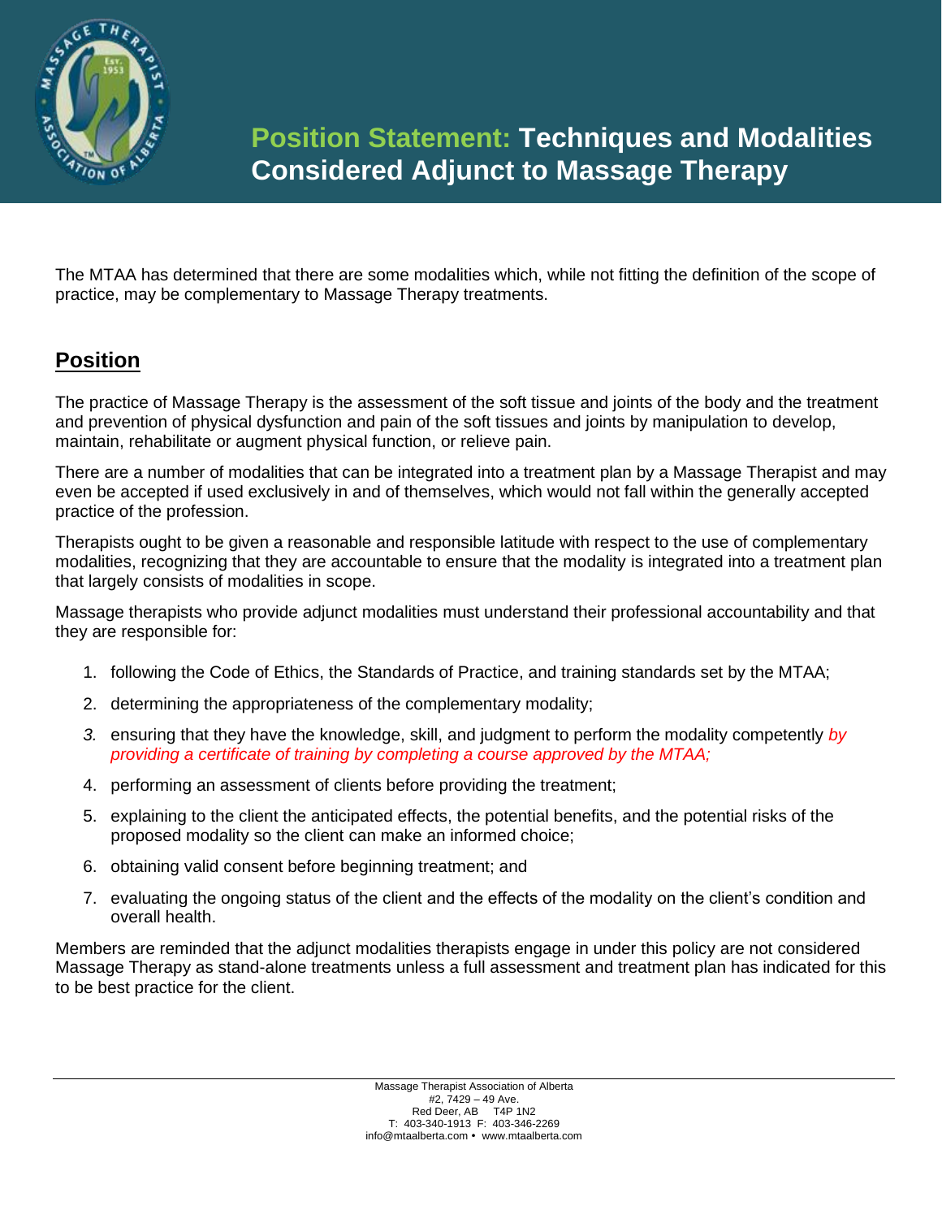# Position Statement: Techniques and Modalities Considered Adjunct to Massage Therapy

The MTAA has determined that there are some modalities which, while not fitting the definition of the scope of practice, may be complementary to Massage Therapy treatments.

## Position

The practice of Massage Therapy is the assessment of the soft tissue and joints of the body and the treatment and prevention of physical dysfunction and pain of the soft tissues and joints by manipulation to develop, maintain, rehabilitate or augment physical function, or relieve pain.

There are a number of modalities that can be integrated into a treatment plan by a Massage Therapist and may even be accepted if used exclusively in and of themselves, which would not fall within the generally accepted practice of the profession.

Therapists ought to be given a reasonable and responsible latitude with respect to the use of complementary modalities, recognizing that they are accountable to ensure that the modality is integrated into a treatment plan that largely consists of modalities in scope.

Massage therapists who provide adjunct modalities must understand their professional accountability and that they are responsible for:

1. following the Code of Ethics, the Standards of Practice, and training standards set by the MTAA;
2. determining the appropriateness of the complementary modality;
3. ensuring that they have the knowledge, skill, and judgment to perform the modality competently *by providing a certificate of training by completing a course approved by the MTAA;*
4. performing an assessment of clients before providing the treatment;
5. explaining to the client the anticipated effects, the potential benefits, and the potential risks of the proposed modality so the client can make an informed choice;
6. obtaining valid consent before beginning treatment; and
7. evaluating the ongoing status of the client and the effects of the modality on the client's condition and overall health.

Members are reminded that the adjunct modalities therapists engage in under this policy are not considered Massage Therapy as stand-alone treatments unless a full assessment and treatment plan has indicated for this to be best practice for the client.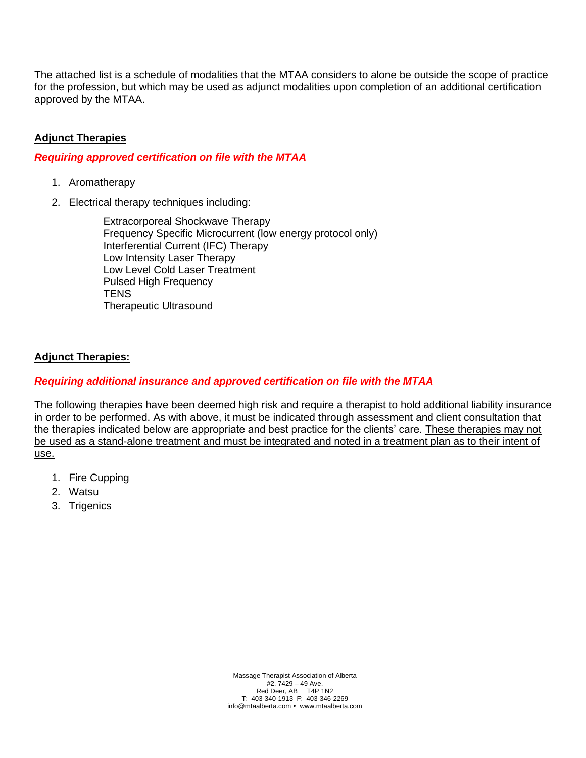The attached list is a schedule of modalities that the MTAA considers to alone be outside the scope of practice for the profession, but which may be used as adjunct modalities upon completion of an additional certification approved by the MTAA.

## Adjunct Therapies

***Requiring approved certification on file with the MTAA***

1. Aromatherapy
2. Electrical therapy techniques including:

   Extracorporeal Shockwave Therapy  
   Frequency Specific Microcurrent (low energy protocol only)  
   Interferential Current (IFC) Therapy  
   Low Intensity Laser Therapy  
   Low Level Cold Laser Treatment  
   Pulsed High Frequency  
   TENS  
   Therapeutic Ultrasound

## Adjunct Therapies:

***Requiring additional insurance and approved certification on file with the MTAA***

The following therapies have been deemed high risk and require a therapist to hold additional liability insurance in order to be performed. As with above, it must be indicated through assessment and client consultation that the therapies indicated below are appropriate and best practice for the clients' care. These therapies may not be used as a stand-alone treatment and must be integrated and noted in a treatment plan as to their intent of use.

1. Fire Cupping
2. Watsu
3. Trigenics

Massage Therapist Association of Alberta  
#2, 7429 – 49 Ave.  
Red Deer, AB T4P 1N2  
T: 403-340-1913 F: 403-346-2269  
info@mtaalberta.com • www.mtaalberta.com